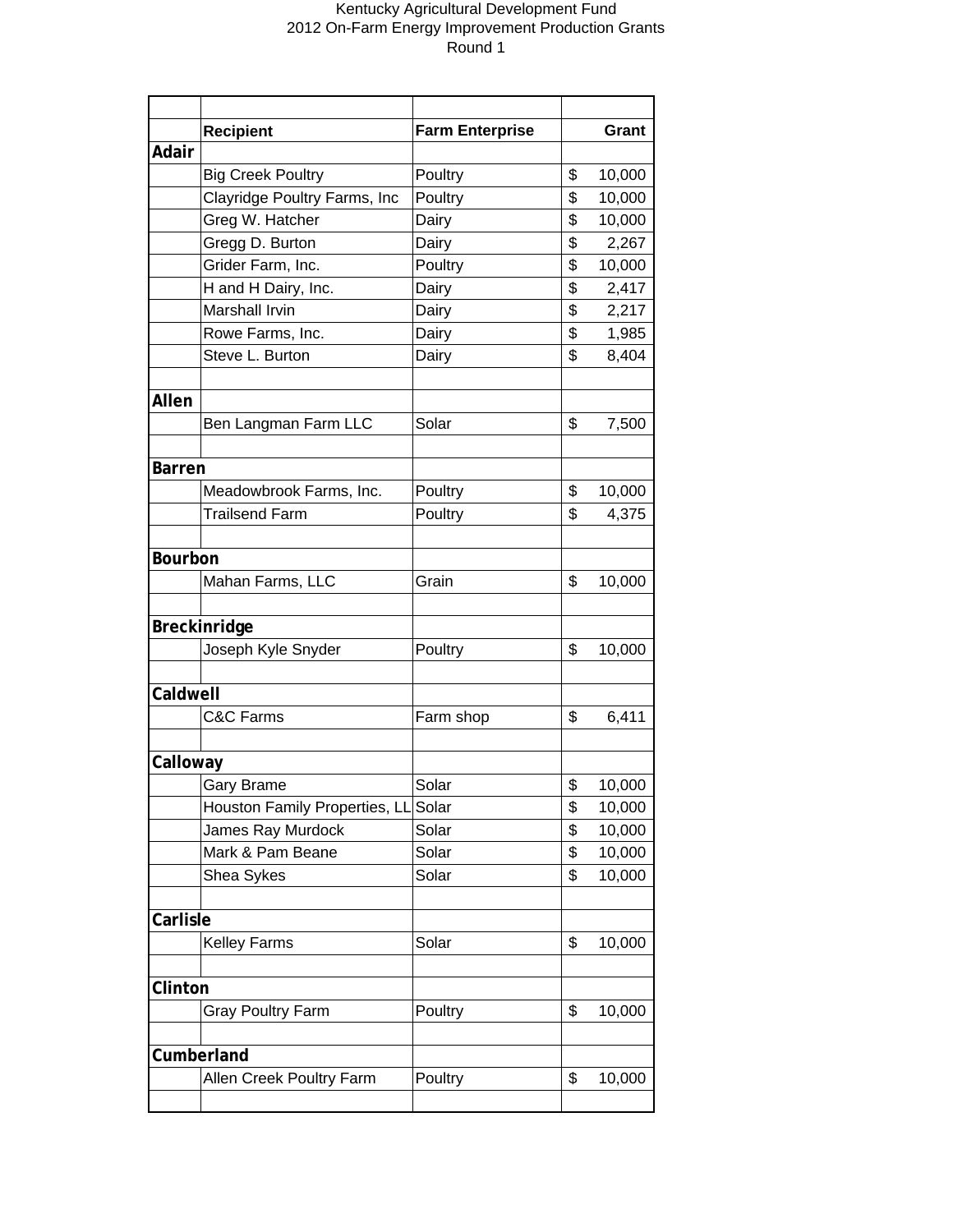Kentucky Agricultural Development Fund
2012 On-Farm Energy Improvement Production Grants
Round 1

| | Recipient | Farm Enterprise | Grant |
|---|---|---|---|
| **Adair** | | | |
| | Big Creek Poultry | Poultry | $ 10,000 |
| | Clayridge Poultry Farms, Inc | Poultry | $ 10,000 |
| | Greg W. Hatcher | Dairy | $ 10,000 |
| | Gregg D. Burton | Dairy | $ 2,267 |
| | Grider Farm, Inc. | Poultry | $ 10,000 |
| | H and H Dairy, Inc. | Dairy | $ 2,417 |
| | Marshall Irvin | Dairy | $ 2,217 |
| | Rowe Farms, Inc. | Dairy | $ 1,985 |
| | Steve L. Burton | Dairy | $ 8,404 |
| | | | |
| **Allen** | | | |
| | Ben Langman Farm LLC | Solar | $ 7,500 |
| | | | |
| **Barren** | | | |
| | Meadowbrook Farms, Inc. | Poultry | $ 10,000 |
| | Trailsend Farm | Poultry | $ 4,375 |
| | | | |
| **Bourbon** | | | |
| | Mahan Farms, LLC | Grain | $ 10,000 |
| | | | |
| **Breckinridge** | | | |
| | Joseph Kyle Snyder | Poultry | $ 10,000 |
| | | | |
| **Caldwell** | | | |
| | C&C Farms | Farm shop | $ 6,411 |
| | | | |
| **Calloway** | | | |
| | Gary Brame | Solar | $ 10,000 |
| | Houston Family Properties, LL | Solar | $ 10,000 |
| | James Ray Murdock | Solar | $ 10,000 |
| | Mark & Pam Beane | Solar | $ 10,000 |
| | Shea Sykes | Solar | $ 10,000 |
| | | | |
| **Carlisle** | | | |
| | Kelley Farms | Solar | $ 10,000 |
| | | | |
| **Clinton** | | | |
| | Gray Poultry Farm | Poultry | $ 10,000 |
| | | | |
| **Cumberland** | | | |
| | Allen Creek Poultry Farm | Poultry | $ 10,000 |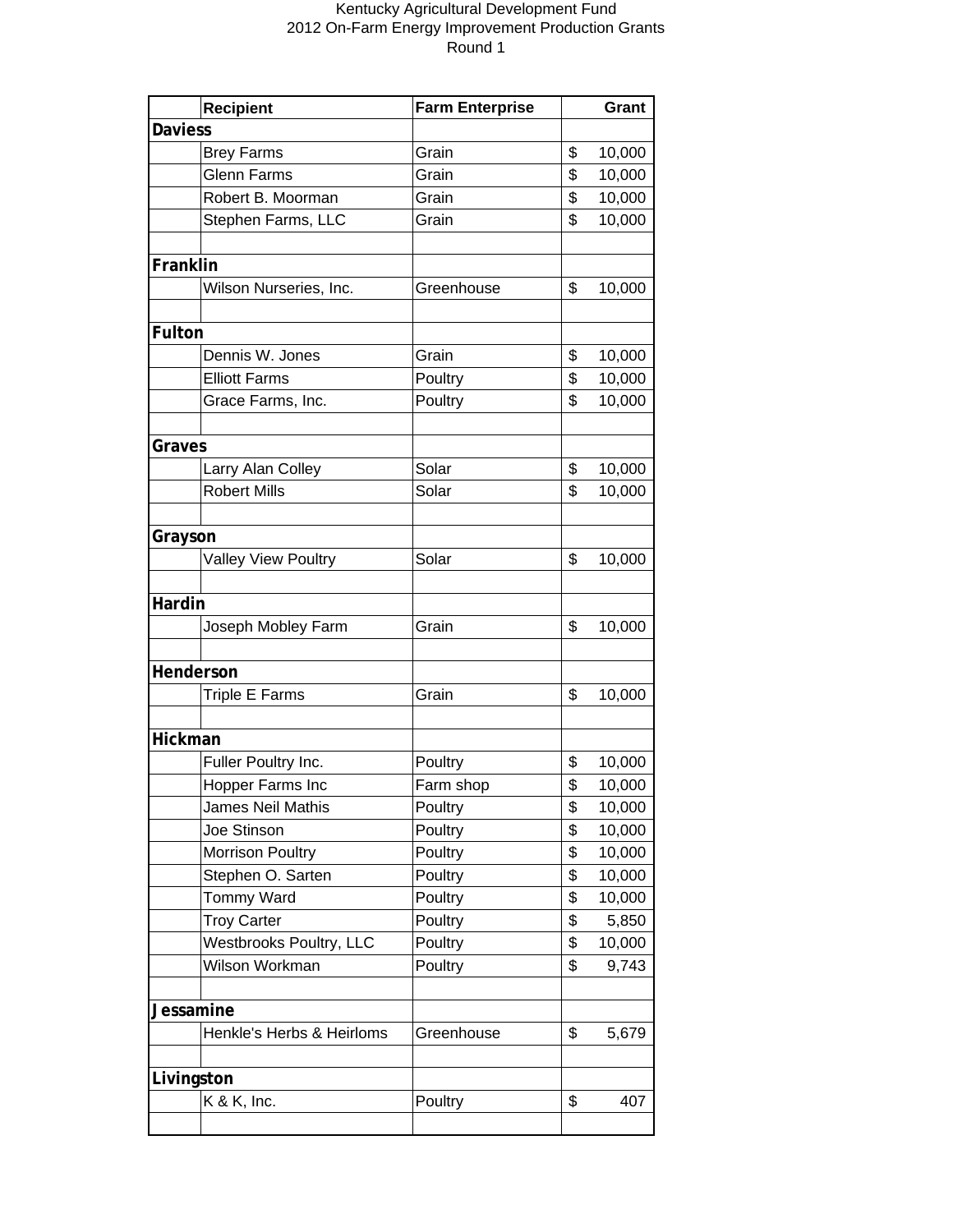Kentucky Agricultural Development Fund
2012 On-Farm Energy Improvement Production Grants
Round 1

| | Recipient | Farm Enterprise | Grant |
|---|---|---|---|
| **Daviess** | | | |
| | Brey Farms | Grain | $ 10,000 |
| | Glenn Farms | Grain | $ 10,000 |
| | Robert B. Moorman | Grain | $ 10,000 |
| | Stephen Farms, LLC | Grain | $ 10,000 |
| | | | |
| **Franklin** | | | |
| | Wilson Nurseries, Inc. | Greenhouse | $ 10,000 |
| | | | |
| **Fulton** | | | |
| | Dennis W. Jones | Grain | $ 10,000 |
| | Elliott Farms | Poultry | $ 10,000 |
| | Grace Farms, Inc. | Poultry | $ 10,000 |
| | | | |
| **Graves** | | | |
| | Larry Alan Colley | Solar | $ 10,000 |
| | Robert Mills | Solar | $ 10,000 |
| | | | |
| **Grayson** | | | |
| | Valley View Poultry | Solar | $ 10,000 |
| | | | |
| **Hardin** | | | |
| | Joseph Mobley Farm | Grain | $ 10,000 |
| | | | |
| **Henderson** | | | |
| | Triple E Farms | Grain | $ 10,000 |
| | | | |
| **Hickman** | | | |
| | Fuller Poultry Inc. | Poultry | $ 10,000 |
| | Hopper Farms Inc | Farm shop | $ 10,000 |
| | James Neil Mathis | Poultry | $ 10,000 |
| | Joe Stinson | Poultry | $ 10,000 |
| | Morrison Poultry | Poultry | $ 10,000 |
| | Stephen O. Sarten | Poultry | $ 10,000 |
| | Tommy Ward | Poultry | $ 10,000 |
| | Troy Carter | Poultry | $ 5,850 |
| | Westbrooks Poultry, LLC | Poultry | $ 10,000 |
| | Wilson Workman | Poultry | $ 9,743 |
| | | | |
| **Jessamine** | | | |
| | Henkle's Herbs & Heirloms | Greenhouse | $ 5,679 |
| | | | |
| **Livingston** | | | |
| | K & K, Inc. | Poultry | $ 407 |
| | | | |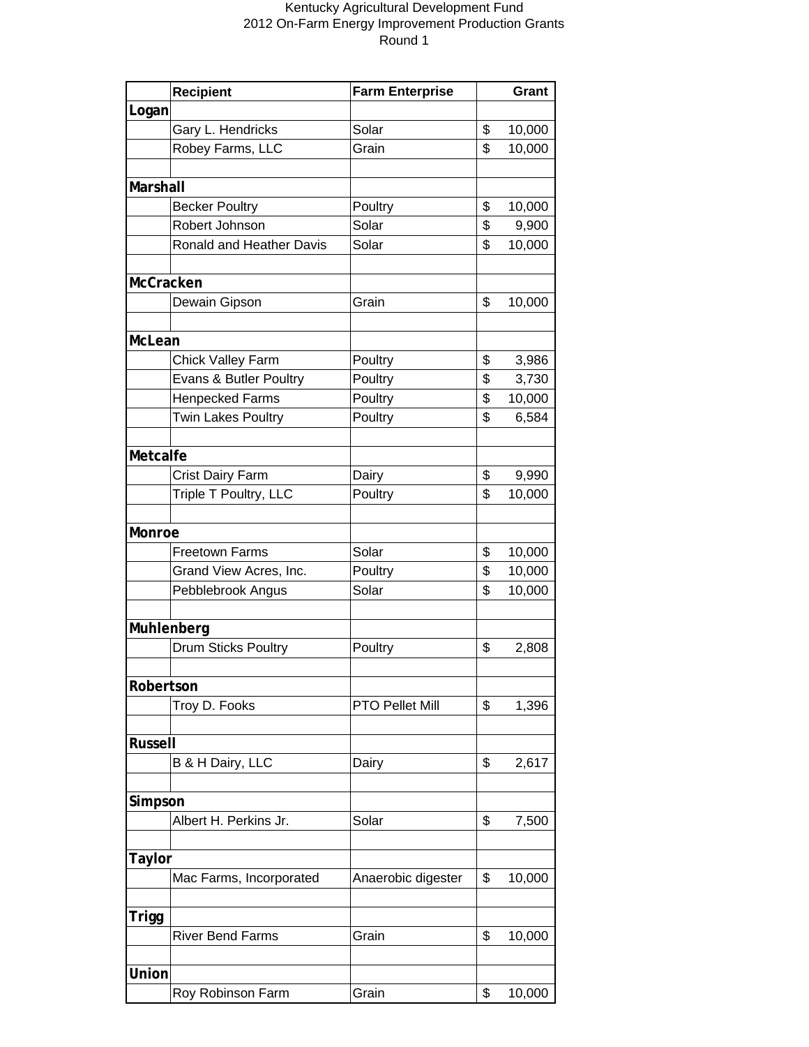| | Recipient | Farm Enterprise | Grant |
|---|---|---|---|
| **Logan** | | | |
| | Gary L. Hendricks | Solar | $ 10,000 |
| | Robey Farms, LLC | Grain | $ 10,000 |
| | | | |
| **Marshall** | | | |
| | Becker Poultry | Poultry | $ 10,000 |
| | Robert Johnson | Solar | $ 9,900 |
| | Ronald and Heather Davis | Solar | $ 10,000 |
| | | | |
| **McCracken** | | | |
| | Dewain Gipson | Grain | $ 10,000 |
| | | | |
| **McLean** | | | |
| | Chick Valley Farm | Poultry | $ 3,986 |
| | Evans & Butler Poultry | Poultry | $ 3,730 |
| | Henpecked Farms | Poultry | $ 10,000 |
| | Twin Lakes Poultry | Poultry | $ 6,584 |
| | | | |
| **Metcalfe** | | | |
| | Crist Dairy Farm | Dairy | $ 9,990 |
| | Triple T Poultry, LLC | Poultry | $ 10,000 |
| | | | |
| **Monroe** | | | |
| | Freetown Farms | Solar | $ 10,000 |
| | Grand View Acres, Inc. | Poultry | $ 10,000 |
| | Pebblebrook Angus | Solar | $ 10,000 |
| | | | |
| **Muhlenberg** | | | |
| | Drum Sticks Poultry | Poultry | $ 2,808 |
| | | | |
| **Robertson** | | | |
| | Troy D. Fooks | PTO Pellet Mill | $ 1,396 |
| | | | |
| **Russell** | | | |
| | B & H Dairy, LLC | Dairy | $ 2,617 |
| | | | |
| **Simpson** | | | |
| | Albert H. Perkins Jr. | Solar | $ 7,500 |
| | | | |
| **Taylor** | | | |
| | Mac Farms, Incorporated | Anaerobic digester | $ 10,000 |
| | | | |
| **Trigg** | | | |
| | River Bend Farms | Grain | $ 10,000 |
| | | | |
| **Union** | | | |
| | Roy Robinson Farm | Grain | $ 10,000 |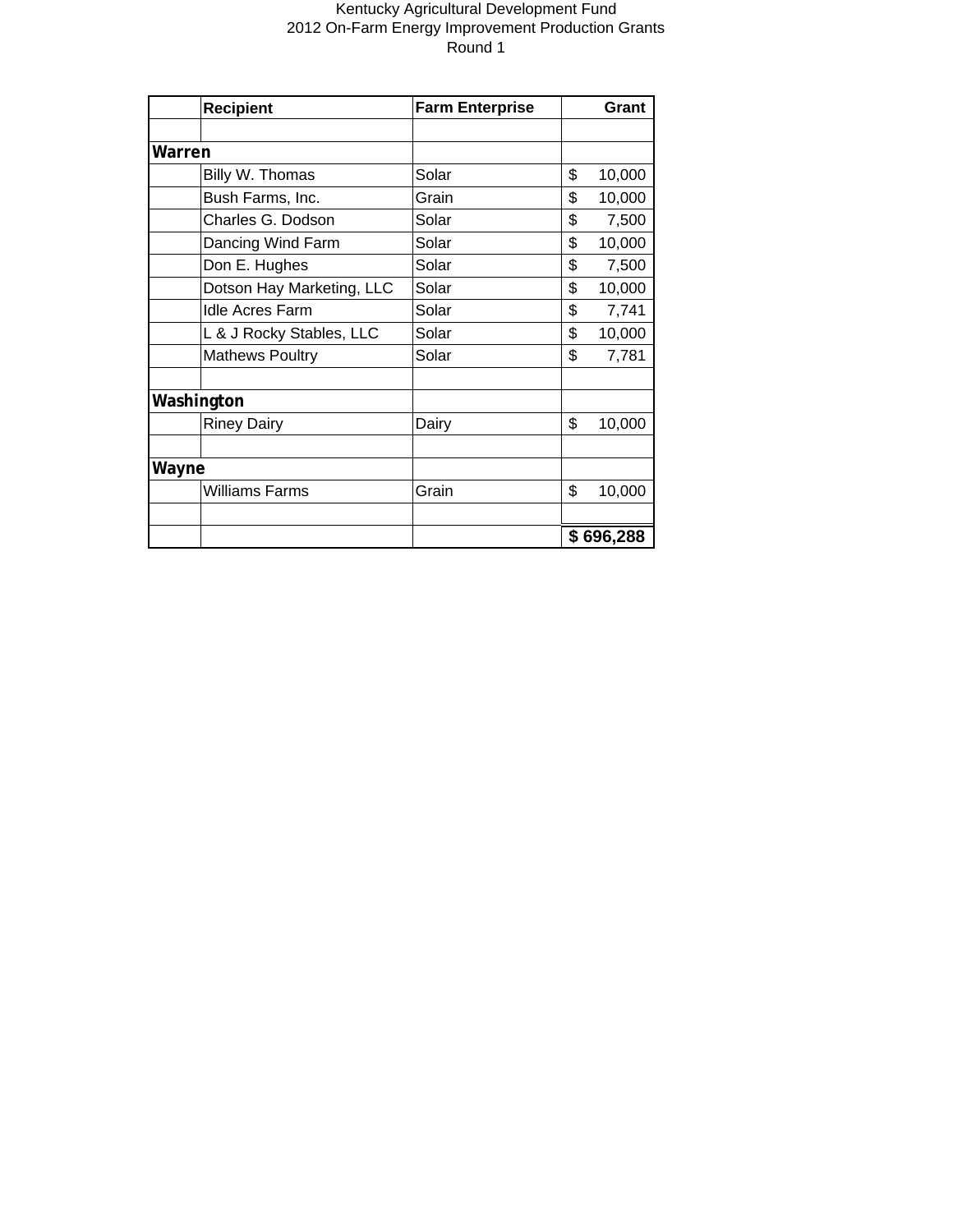Kentucky Agricultural Development Fund
2012 On-Farm Energy Improvement Production Grants
Round 1

| | Recipient | Farm Enterprise | Grant |
|---|---|---|---|
| | | | |
| **Warren** | | | |
| | Billy W. Thomas | Solar | $ 10,000 |
| | Bush Farms, Inc. | Grain | $ 10,000 |
| | Charles G. Dodson | Solar | $ 7,500 |
| | Dancing Wind Farm | Solar | $ 10,000 |
| | Don E. Hughes | Solar | $ 7,500 |
| | Dotson Hay Marketing, LLC | Solar | $ 10,000 |
| | Idle Acres Farm | Solar | $ 7,741 |
| | L & J Rocky Stables, LLC | Solar | $ 10,000 |
| | Mathews Poultry | Solar | $ 7,781 |
| | | | |
| **Washington** | | | |
| | Riney Dairy | Dairy | $ 10,000 |
| | | | |
| **Wayne** | | | |
| | Williams Farms | Grain | $ 10,000 |
| | | | |
| | | | **$ 696,288** |